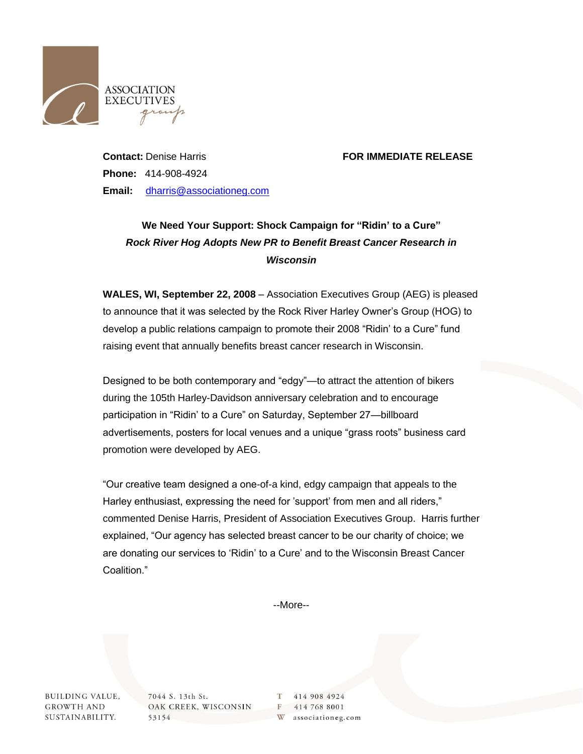ASSOCIATION EXECUTIVES group

**Contact:** Denise Harris

**Phone:** 414-908-4924

**Email:** dharris@associationeg.com

**FOR IMMEDIATE RELEASE**

**We Need Your Support: Shock Campaign for "Ridin' to a Cure"**

***Rock River Hog Adopts New PR to Benefit Breast Cancer Research in Wisconsin***

**WALES, WI, September 22, 2008** – Association Executives Group (AEG) is pleased to announce that it was selected by the Rock River Harley Owner's Group (HOG) to develop a public relations campaign to promote their 2008 "Ridin' to a Cure" fund raising event that annually benefits breast cancer research in Wisconsin.

Designed to be both contemporary and "edgy"—to attract the attention of bikers during the 105th Harley-Davidson anniversary celebration and to encourage participation in "Ridin' to a Cure" on Saturday, September 27—billboard advertisements, posters for local venues and a unique "grass roots" business card promotion were developed by AEG.

"Our creative team designed a one-of-a kind, edgy campaign that appeals to the Harley enthusiast, expressing the need for 'support' from men and all riders," commented Denise Harris, President of Association Executives Group. Harris further explained, "Our agency has selected breast cancer to be our charity of choice; we are donating our services to 'Ridin' to a Cure' and to the Wisconsin Breast Cancer Coalition."

--More--

BUILDING VALUE, GROWTH AND SUSTAINABILITY.

7044 S. 13th St.
OAK CREEK, WISCONSIN 53154

T 414 908 4924
F 414 768 8001
W associationeg.com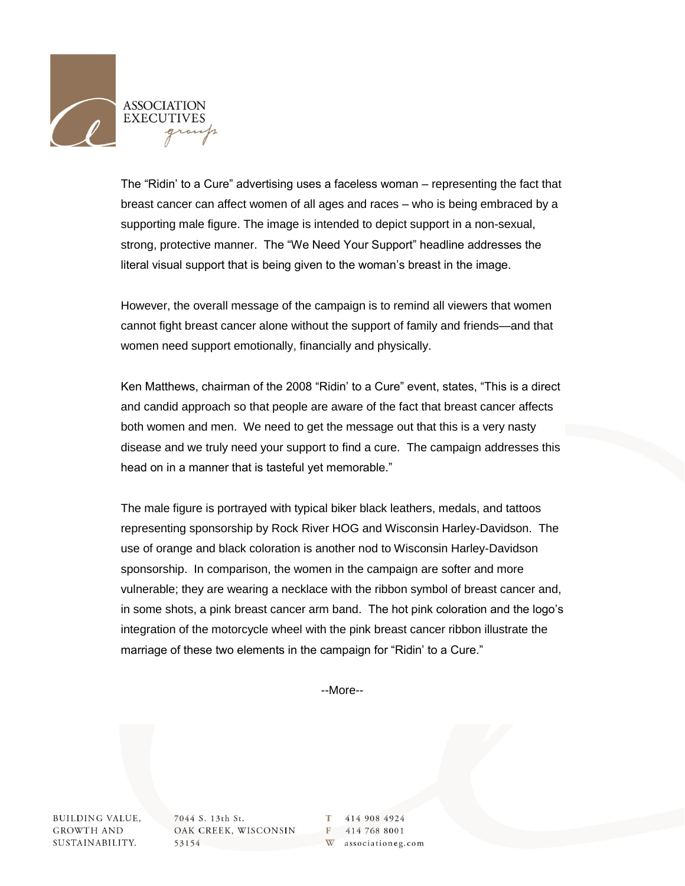The "Ridin' to a Cure" advertising uses a faceless woman – representing the fact that breast cancer can affect women of all ages and races – who is being embraced by a supporting male figure. The image is intended to depict support in a non-sexual, strong, protective manner. The "We Need Your Support" headline addresses the literal visual support that is being given to the woman's breast in the image.

However, the overall message of the campaign is to remind all viewers that women cannot fight breast cancer alone without the support of family and friends—and that women need support emotionally, financially and physically.

Ken Matthews, chairman of the 2008 "Ridin' to a Cure" event, states, "This is a direct and candid approach so that people are aware of the fact that breast cancer affects both women and men. We need to get the message out that this is a very nasty disease and we truly need your support to find a cure. The campaign addresses this head on in a manner that is tasteful yet memorable."

The male figure is portrayed with typical biker black leathers, medals, and tattoos representing sponsorship by Rock River HOG and Wisconsin Harley-Davidson. The use of orange and black coloration is another nod to Wisconsin Harley-Davidson sponsorship. In comparison, the women in the campaign are softer and more vulnerable; they are wearing a necklace with the ribbon symbol of breast cancer and, in some shots, a pink breast cancer arm band. The hot pink coloration and the logo's integration of the motorcycle wheel with the pink breast cancer ribbon illustrate the marriage of these two elements in the campaign for "Ridin' to a Cure."

--More--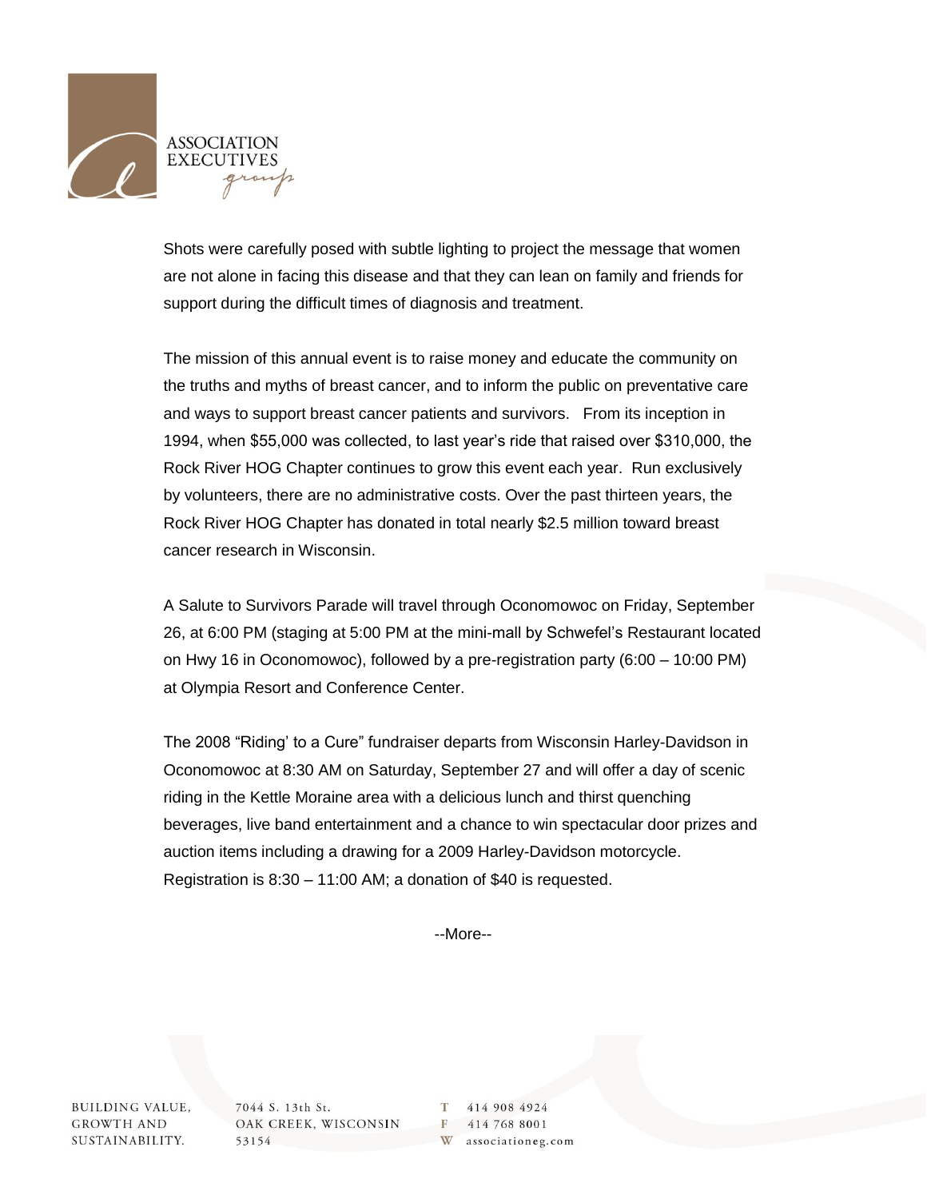Shots were carefully posed with subtle lighting to project the message that women are not alone in facing this disease and that they can lean on family and friends for support during the difficult times of diagnosis and treatment.

The mission of this annual event is to raise money and educate the community on the truths and myths of breast cancer, and to inform the public on preventative care and ways to support breast cancer patients and survivors. From its inception in 1994, when $55,000 was collected, to last year's ride that raised over $310,000, the Rock River HOG Chapter continues to grow this event each year. Run exclusively by volunteers, there are no administrative costs. Over the past thirteen years, the Rock River HOG Chapter has donated in total nearly $2.5 million toward breast cancer research in Wisconsin.

A Salute to Survivors Parade will travel through Oconomowoc on Friday, September 26, at 6:00 PM (staging at 5:00 PM at the mini-mall by Schwefel's Restaurant located on Hwy 16 in Oconomowoc), followed by a pre-registration party (6:00 – 10:00 PM) at Olympia Resort and Conference Center.

The 2008 "Riding' to a Cure" fundraiser departs from Wisconsin Harley-Davidson in Oconomowoc at 8:30 AM on Saturday, September 27 and will offer a day of scenic riding in the Kettle Moraine area with a delicious lunch and thirst quenching beverages, live band entertainment and a chance to win spectacular door prizes and auction items including a drawing for a 2009 Harley-Davidson motorcycle. Registration is 8:30 – 11:00 AM; a donation of $40 is requested.

--More--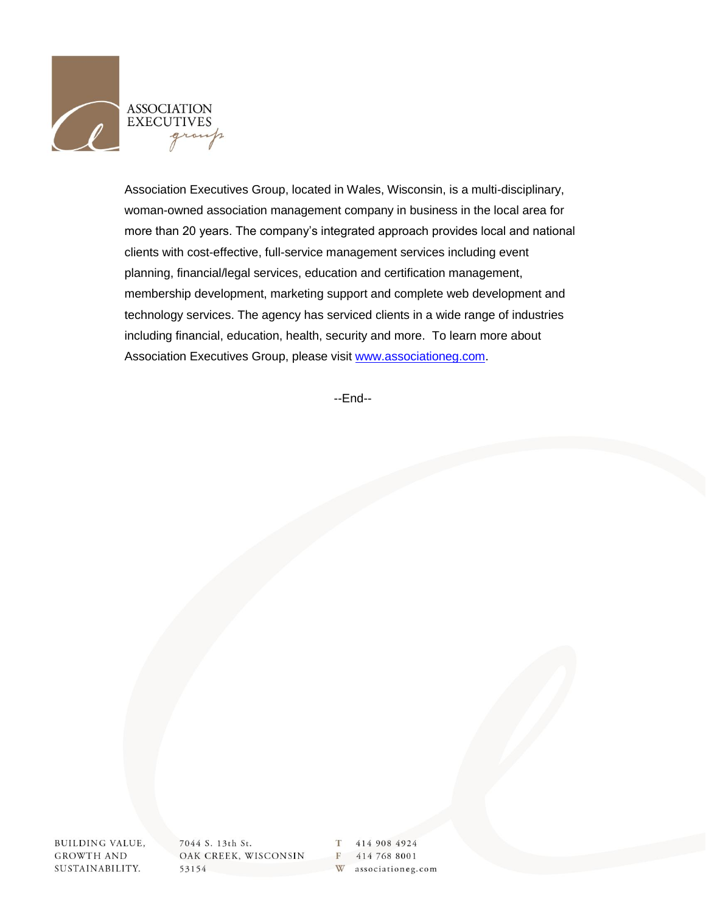Association Executives Group, located in Wales, Wisconsin, is a multi-disciplinary, woman-owned association management company in business in the local area for more than 20 years. The company's integrated approach provides local and national clients with cost-effective, full-service management services including event planning, financial/legal services, education and certification management, membership development, marketing support and complete web development and technology services. The agency has serviced clients in a wide range of industries including financial, education, health, security and more. To learn more about Association Executives Group, please visit [www.associationeg.com](http://www.associationeg.com).

--End--

BUILDING VALUE, GROWTH AND SUSTAINABILITY.

7044 S. 13th St.
OAK CREEK, WISCONSIN
53154

T 414 908 4924
F 414 768 8001
W associationeg.com